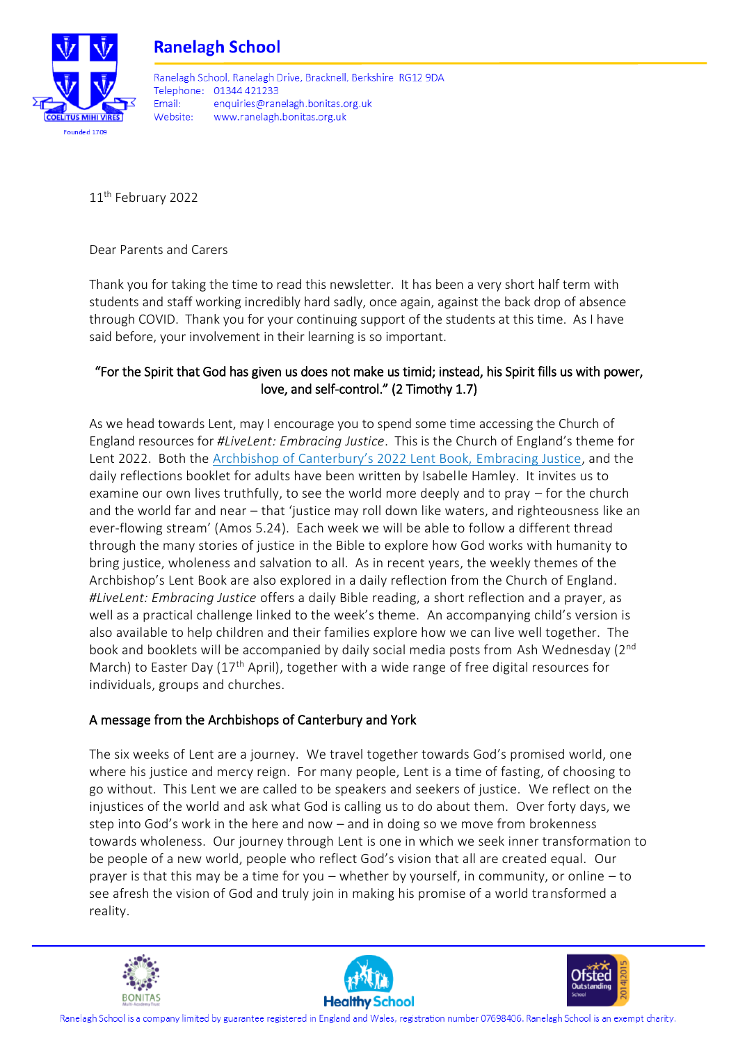# Ranelagh School

Ranelagh School, Ranelagh Drive, Bracknell, Berkshire RG12 9DA
Telephone: 01344 421233
Email: enquiries@ranelagh.bonitas.org.uk
Website: www.ranelagh.bonitas.org.uk

11th February 2022

Dear Parents and Carers

Thank you for taking the time to read this newsletter. It has been a very short half term with students and staff working incredibly hard sadly, once again, against the back drop of absence through COVID. Thank you for your continuing support of the students at this time. As I have said before, your involvement in their learning is so important.

"For the Spirit that God has given us does not make us timid; instead, his Spirit fills us with power, love, and self-control." (2 Timothy 1.7)

As we head towards Lent, may I encourage you to spend some time accessing the Church of England resources for *#LiveLent: Embracing Justice*. This is the Church of England's theme for Lent 2022. Both the Archbishop of Canterbury's 2022 Lent Book, Embracing Justice, and the daily reflections booklet for adults have been written by Isabelle Hamley. It invites us to examine our own lives truthfully, to see the world more deeply and to pray – for the church and the world far and near – that 'justice may roll down like waters, and righteousness like an ever-flowing stream' (Amos 5.24). Each week we will be able to follow a different thread through the many stories of justice in the Bible to explore how God works with humanity to bring justice, wholeness and salvation to all. As in recent years, the weekly themes of the Archbishop's Lent Book are also explored in a daily reflection from the Church of England. *#LiveLent: Embracing Justice* offers a daily Bible reading, a short reflection and a prayer, as well as a practical challenge linked to the week's theme. An accompanying child's version is also available to help children and their families explore how we can live well together. The book and booklets will be accompanied by daily social media posts from Ash Wednesday (2nd March) to Easter Day (17th April), together with a wide range of free digital resources for individuals, groups and churches.

## A message from the Archbishops of Canterbury and York

The six weeks of Lent are a journey. We travel together towards God's promised world, one where his justice and mercy reign. For many people, Lent is a time of fasting, of choosing to go without. This Lent we are called to be speakers and seekers of justice. We reflect on the injustices of the world and ask what God is calling us to do about them. Over forty days, we step into God's work in the here and now – and in doing so we move from brokenness towards wholeness. Our journey through Lent is one in which we seek inner transformation to be people of a new world, people who reflect God's vision that all are created equal. Our prayer is that this may be a time for you – whether by yourself, in community, or online – to see afresh the vision of God and truly join in making his promise of a world transformed a reality.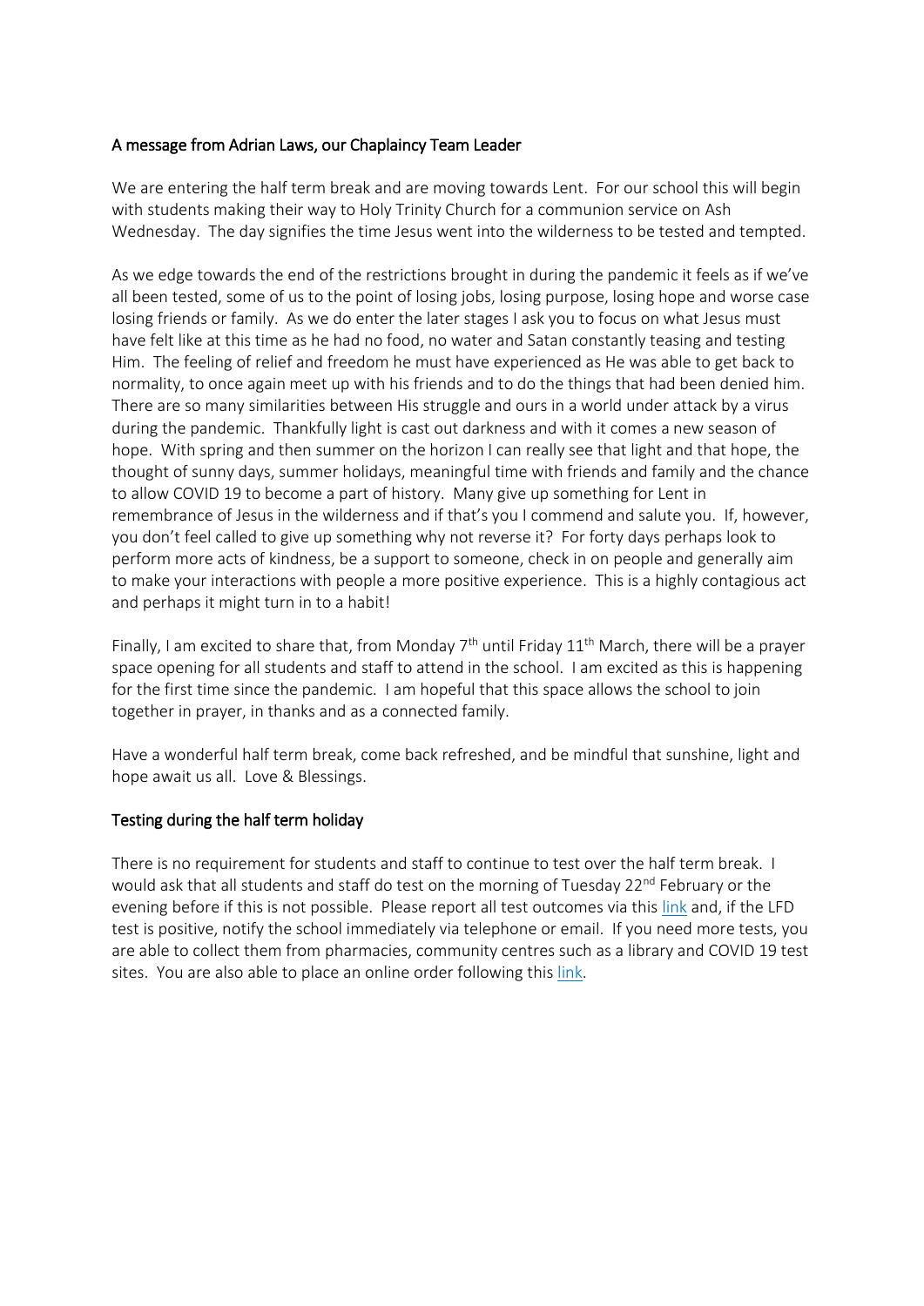## A message from Adrian Laws, our Chaplaincy Team Leader

We are entering the half term break and are moving towards Lent. For our school this will begin with students making their way to Holy Trinity Church for a communion service on Ash Wednesday. The day signifies the time Jesus went into the wilderness to be tested and tempted.

As we edge towards the end of the restrictions brought in during the pandemic it feels as if we've all been tested, some of us to the point of losing jobs, losing purpose, losing hope and worse case losing friends or family. As we do enter the later stages I ask you to focus on what Jesus must have felt like at this time as he had no food, no water and Satan constantly teasing and testing Him. The feeling of relief and freedom he must have experienced as He was able to get back to normality, to once again meet up with his friends and to do the things that had been denied him. There are so many similarities between His struggle and ours in a world under attack by a virus during the pandemic. Thankfully light is cast out darkness and with it comes a new season of hope. With spring and then summer on the horizon I can really see that light and that hope, the thought of sunny days, summer holidays, meaningful time with friends and family and the chance to allow COVID 19 to become a part of history. Many give up something for Lent in remembrance of Jesus in the wilderness and if that's you I commend and salute you. If, however, you don't feel called to give up something why not reverse it? For forty days perhaps look to perform more acts of kindness, be a support to someone, check in on people and generally aim to make your interactions with people a more positive experience. This is a highly contagious act and perhaps it might turn in to a habit!

Finally, I am excited to share that, from Monday 7th until Friday 11th March, there will be a prayer space opening for all students and staff to attend in the school. I am excited as this is happening for the first time since the pandemic. I am hopeful that this space allows the school to join together in prayer, in thanks and as a connected family.

Have a wonderful half term break, come back refreshed, and be mindful that sunshine, light and hope await us all. Love & Blessings.

## Testing during the half term holiday

There is no requirement for students and staff to continue to test over the half term break. I would ask that all students and staff do test on the morning of Tuesday 22nd February or the evening before if this is not possible. Please report all test outcomes via this link and, if the LFD test is positive, notify the school immediately via telephone or email. If you need more tests, you are able to collect them from pharmacies, community centres such as a library and COVID 19 test sites. You are also able to place an online order following this link.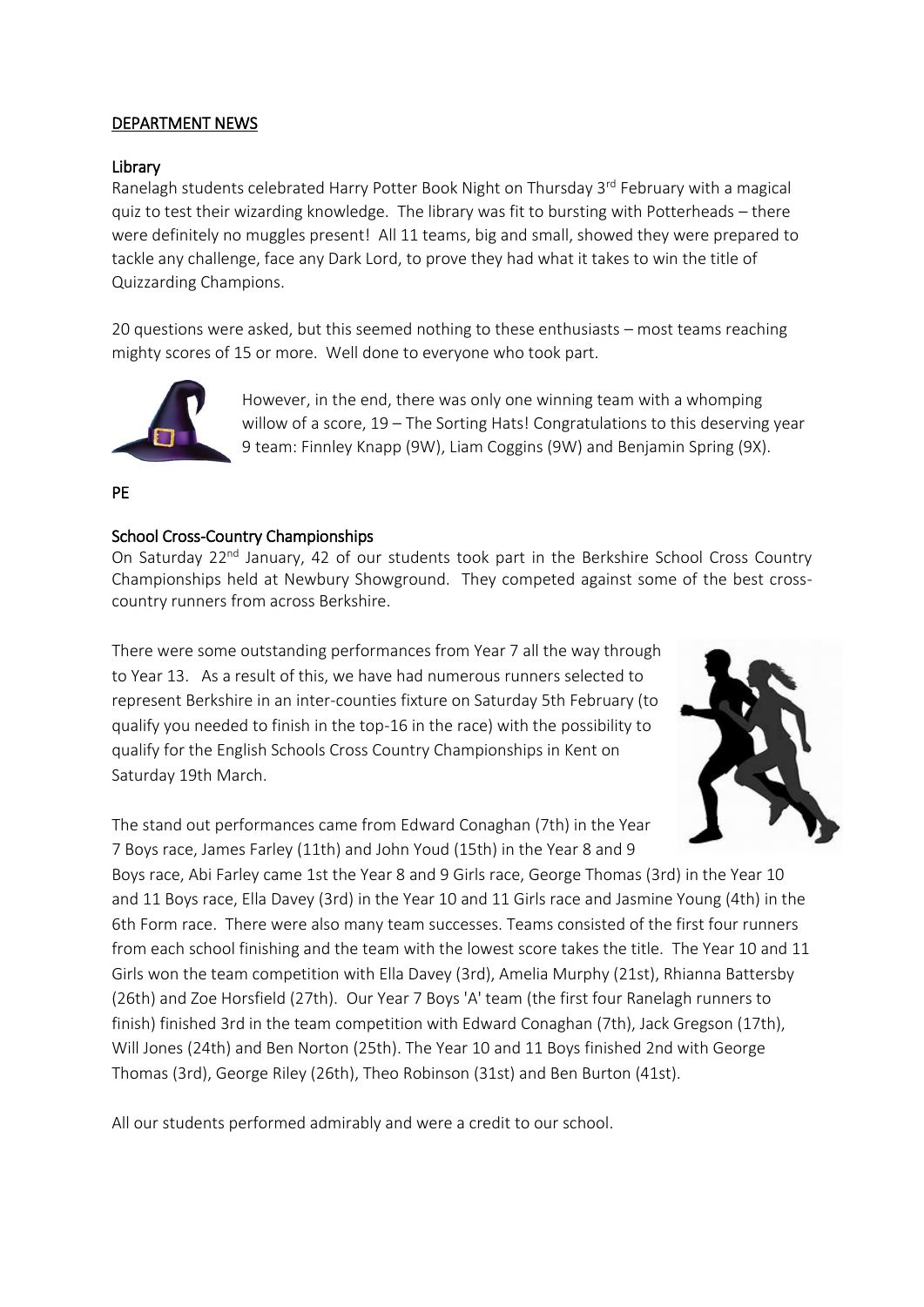## DEPARTMENT NEWS

### Library

Ranelagh students celebrated Harry Potter Book Night on Thursday 3rd February with a magical quiz to test their wizarding knowledge. The library was fit to bursting with Potterheads – there were definitely no muggles present! All 11 teams, big and small, showed they were prepared to tackle any challenge, face any Dark Lord, to prove they had what it takes to win the title of Quizzarding Champions.

20 questions were asked, but this seemed nothing to these enthusiasts – most teams reaching mighty scores of 15 or more. Well done to everyone who took part.

However, in the end, there was only one winning team with a whomping willow of a score, 19 – The Sorting Hats! Congratulations to this deserving year 9 team: Finnley Knapp (9W), Liam Coggins (9W) and Benjamin Spring (9X).

## PE

### School Cross-Country Championships

On Saturday 22nd January, 42 of our students took part in the Berkshire School Cross Country Championships held at Newbury Showground. They competed against some of the best cross-country runners from across Berkshire.

There were some outstanding performances from Year 7 all the way through to Year 13. As a result of this, we have had numerous runners selected to represent Berkshire in an inter-counties fixture on Saturday 5th February (to qualify you needed to finish in the top-16 in the race) with the possibility to qualify for the English Schools Cross Country Championships in Kent on Saturday 19th March.

The stand out performances came from Edward Conaghan (7th) in the Year 7 Boys race, James Farley (11th) and John Youd (15th) in the Year 8 and 9 Boys race, Abi Farley came 1st the Year 8 and 9 Girls race, George Thomas (3rd) in the Year 10 and 11 Boys race, Ella Davey (3rd) in the Year 10 and 11 Girls race and Jasmine Young (4th) in the 6th Form race. There were also many team successes. Teams consisted of the first four runners from each school finishing and the team with the lowest score takes the title. The Year 10 and 11 Girls won the team competition with Ella Davey (3rd), Amelia Murphy (21st), Rhianna Battersby (26th) and Zoe Horsfield (27th). Our Year 7 Boys 'A' team (the first four Ranelagh runners to finish) finished 3rd in the team competition with Edward Conaghan (7th), Jack Gregson (17th), Will Jones (24th) and Ben Norton (25th). The Year 10 and 11 Boys finished 2nd with George Thomas (3rd), George Riley (26th), Theo Robinson (31st) and Ben Burton (41st).

All our students performed admirably and were a credit to our school.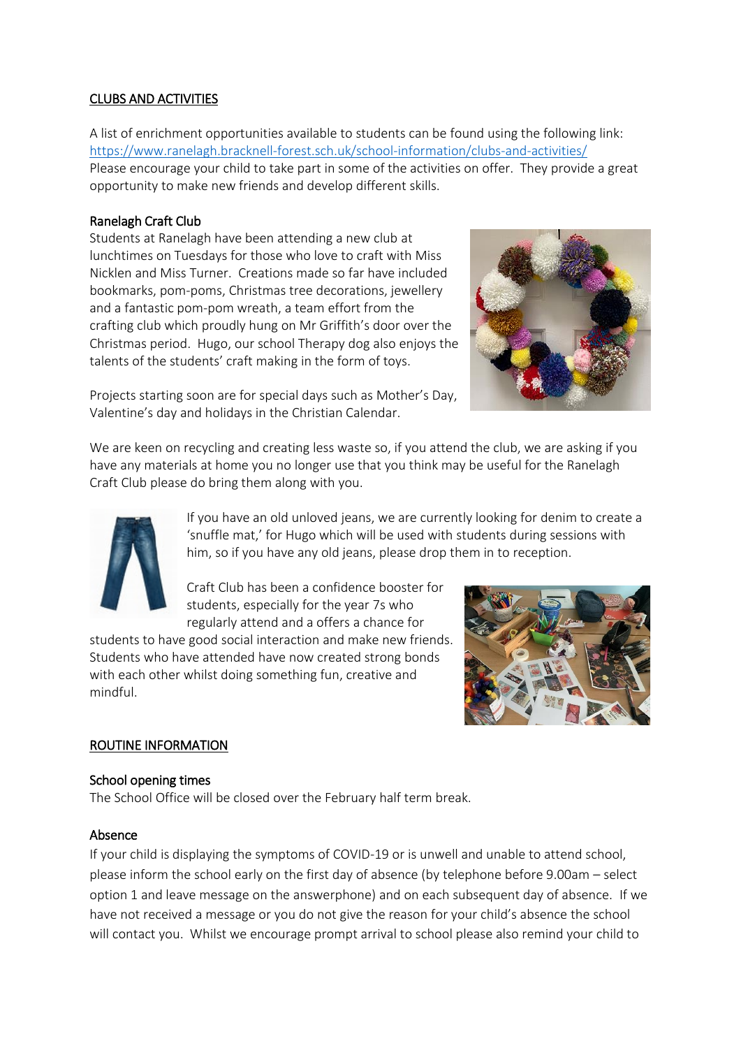## CLUBS AND ACTIVITIES

A list of enrichment opportunities available to students can be found using the following link: https://www.ranelagh.bracknell-forest.sch.uk/school-information/clubs-and-activities/
Please encourage your child to take part in some of the activities on offer. They provide a great opportunity to make new friends and develop different skills.

### Ranelagh Craft Club

Students at Ranelagh have been attending a new club at lunchtimes on Tuesdays for those who love to craft with Miss Nicklen and Miss Turner. Creations made so far have included bookmarks, pom-poms, Christmas tree decorations, jewellery and a fantastic pom-pom wreath, a team effort from the crafting club which proudly hung on Mr Griffith's door over the Christmas period. Hugo, our school Therapy dog also enjoys the talents of the students' craft making in the form of toys.

Projects starting soon are for special days such as Mother's Day, Valentine's day and holidays in the Christian Calendar.

We are keen on recycling and creating less waste so, if you attend the club, we are asking if you have any materials at home you no longer use that you think may be useful for the Ranelagh Craft Club please do bring them along with you.

If you have an old unloved jeans, we are currently looking for denim to create a 'snuffle mat,' for Hugo which will be used with students during sessions with him, so if you have any old jeans, please drop them in to reception.

Craft Club has been a confidence booster for students, especially for the year 7s who regularly attend and a offers a chance for students to have good social interaction and make new friends. Students who have attended have now created strong bonds with each other whilst doing something fun, creative and mindful.

## ROUTINE INFORMATION

### School opening times

The School Office will be closed over the February half term break.

### Absence

If your child is displaying the symptoms of COVID-19 or is unwell and unable to attend school, please inform the school early on the first day of absence (by telephone before 9.00am – select option 1 and leave message on the answerphone) and on each subsequent day of absence. If we have not received a message or you do not give the reason for your child's absence the school will contact you. Whilst we encourage prompt arrival to school please also remind your child to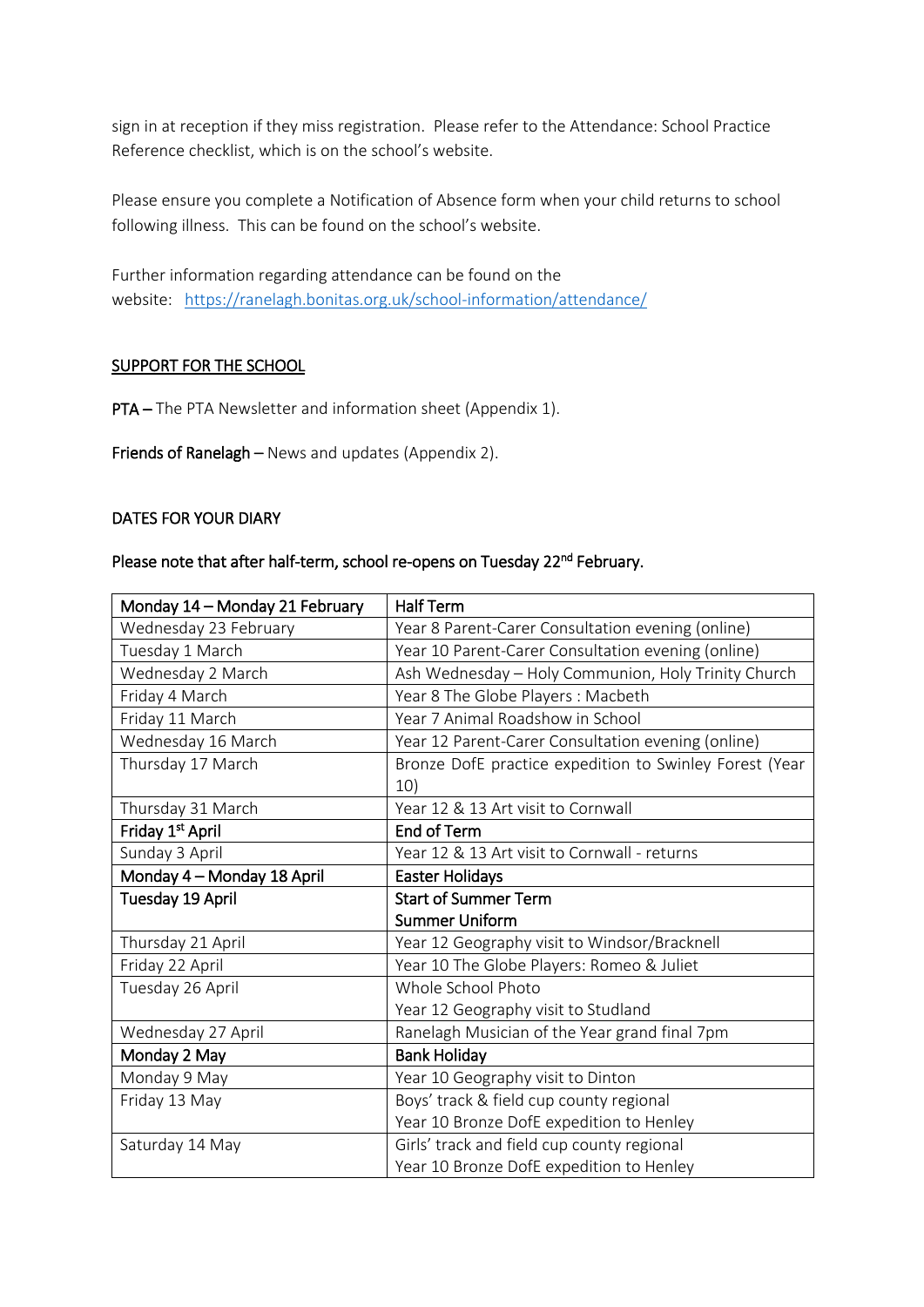sign in at reception if they miss registration. Please refer to the Attendance: School Practice Reference checklist, which is on the school's website.

Please ensure you complete a Notification of Absence form when your child returns to school following illness. This can be found on the school's website.

Further information regarding attendance can be found on the website: [https://ranelagh.bonitas.org.uk/school-information/attendance/](https://ranelagh.bonitas.org.uk/school-information/attendance/)

## SUPPORT FOR THE SCHOOL

**PTA** – The PTA Newsletter and information sheet (Appendix 1).

**Friends of Ranelagh** – News and updates (Appendix 2).

## DATES FOR YOUR DIARY

**Please note that after half-term, school re-opens on Tuesday 22nd February.**

| **Monday 14 – Monday 21 February** | **Half Term** |
|---|---|
| Wednesday 23 February | Year 8 Parent-Carer Consultation evening (online) |
| Tuesday 1 March | Year 10 Parent-Carer Consultation evening (online) |
| Wednesday 2 March | Ash Wednesday – Holy Communion, Holy Trinity Church |
| Friday 4 March | Year 8 The Globe Players : Macbeth |
| Friday 11 March | Year 7 Animal Roadshow in School |
| Wednesday 16 March | Year 12 Parent-Carer Consultation evening (online) |
| Thursday 17 March | Bronze DofE practice expedition to Swinley Forest (Year 10) |
| Thursday 31 March | Year 12 & 13 Art visit to Cornwall |
| **Friday 1st April** | **End of Term** |
| Sunday 3 April | Year 12 & 13 Art visit to Cornwall - returns |
| **Monday 4 – Monday 18 April** | **Easter Holidays** |
| **Tuesday 19 April** | **Start of Summer Term**<br>**Summer Uniform** |
| Thursday 21 April | Year 12 Geography visit to Windsor/Bracknell |
| Friday 22 April | Year 10 The Globe Players: Romeo & Juliet |
| Tuesday 26 April | Whole School Photo<br>Year 12 Geography visit to Studland |
| Wednesday 27 April | Ranelagh Musician of the Year grand final 7pm |
| **Monday 2 May** | **Bank Holiday** |
| Monday 9 May | Year 10 Geography visit to Dinton |
| Friday 13 May | Boys' track & field cup county regional<br>Year 10 Bronze DofE expedition to Henley |
| Saturday 14 May | Girls' track and field cup county regional<br>Year 10 Bronze DofE expedition to Henley |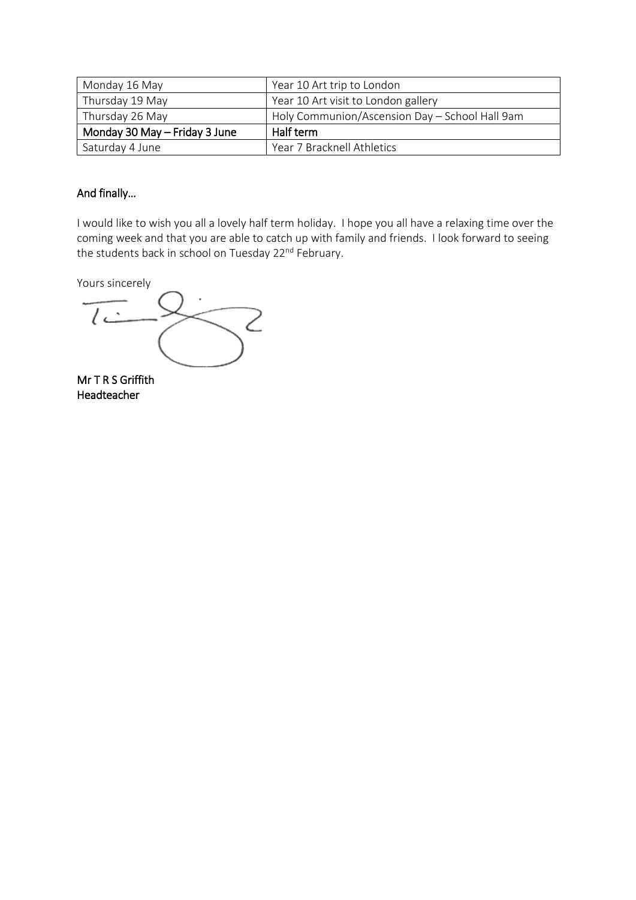| Monday 16 May | Year 10 Art trip to London |
| --- | --- |
| Thursday 19 May | Year 10 Art visit to London gallery |
| Thursday 26 May | Holy Communion/Ascension Day – School Hall 9am |
| **Monday 30 May – Friday 3 June** | **Half term** |
| Saturday 4 June | Year 7 Bracknell Athletics |

**And finally…**

I would like to wish you all a lovely half term holiday. I hope you all have a relaxing time over the coming week and that you are able to catch up with family and friends. I look forward to seeing the students back in school on Tuesday 22nd February.

Yours sincerely

**Mr T R S Griffith**
**Headteacher**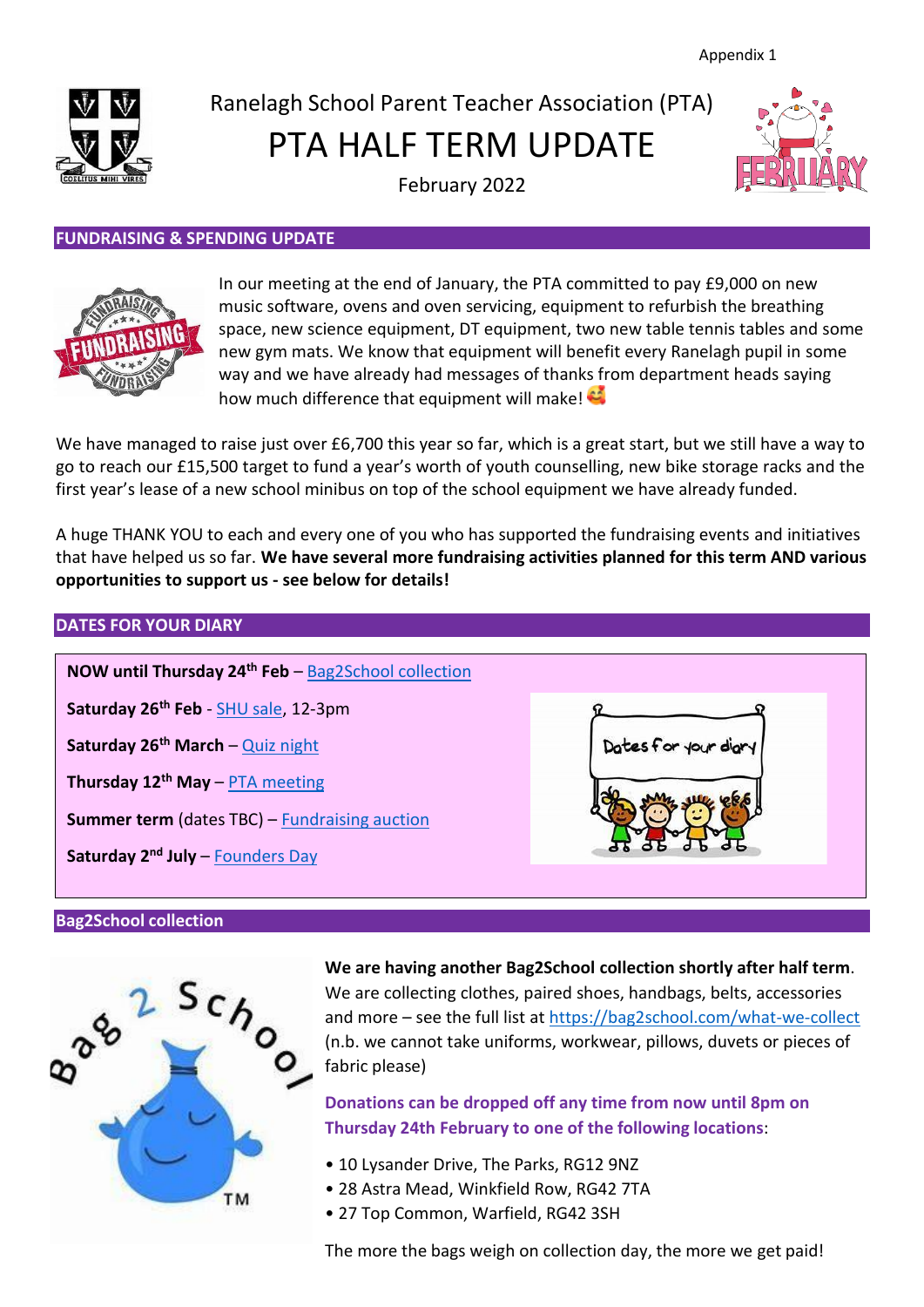Appendix 1

# Ranelagh School Parent Teacher Association (PTA)

# PTA HALF TERM UPDATE

February 2022

## FUNDRAISING & SPENDING UPDATE

In our meeting at the end of January, the PTA committed to pay £9,000 on new music software, ovens and oven servicing, equipment to refurbish the breathing space, new science equipment, DT equipment, two new table tennis tables and some new gym mats. We know that equipment will benefit every Ranelagh pupil in some way and we have already had messages of thanks from department heads saying how much difference that equipment will make!

We have managed to raise just over £6,700 this year so far, which is a great start, but we still have a way to go to reach our £15,500 target to fund a year's worth of youth counselling, new bike storage racks and the first year's lease of a new school minibus on top of the school equipment we have already funded.

A huge THANK YOU to each and every one of you who has supported the fundraising events and initiatives that have helped us so far. **We have several more fundraising activities planned for this term AND various opportunities to support us - see below for details!**

## DATES FOR YOUR DIARY

**NOW until Thursday 24th Feb** – Bag2School collection

**Saturday 26th Feb** - SHU sale, 12-3pm

**Saturday 26th March** – Quiz night

**Thursday 12th May** – PTA meeting

**Summer term** (dates TBC) – Fundraising auction

**Saturday 2nd July** – Founders Day

## Bag2School collection

**We are having another Bag2School collection shortly after half term**. We are collecting clothes, paired shoes, handbags, belts, accessories and more – see the full list at https://bag2school.com/what-we-collect (n.b. we cannot take uniforms, workwear, pillows, duvets or pieces of fabric please)

**Donations can be dropped off any time from now until 8pm on Thursday 24th February to one of the following locations**:

- 10 Lysander Drive, The Parks, RG12 9NZ
- 28 Astra Mead, Winkfield Row, RG42 7TA
- 27 Top Common, Warfield, RG42 3SH

The more the bags weigh on collection day, the more we get paid!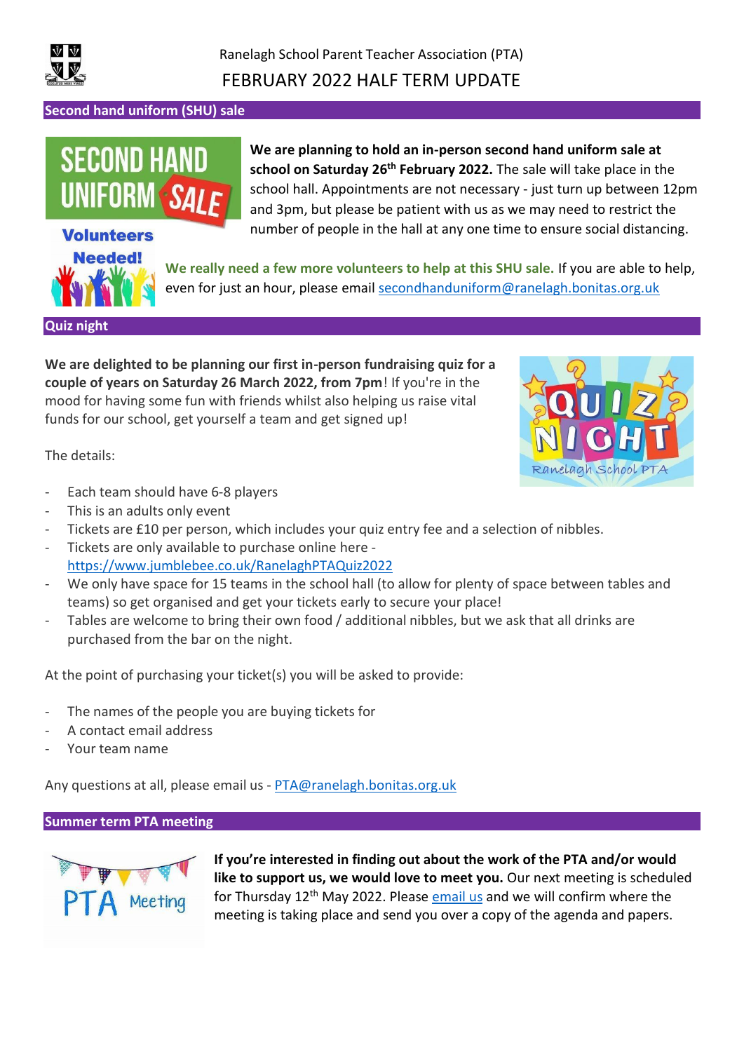Ranelagh School Parent Teacher Association (PTA)

# FEBRUARY 2022 HALF TERM UPDATE

## Second hand uniform (SHU) sale

**We are planning to hold an in-person second hand uniform sale at school on Saturday 26th February 2022.** The sale will take place in the school hall. Appointments are not necessary - just turn up between 12pm and 3pm, but please be patient with us as we may need to restrict the number of people in the hall at any one time to ensure social distancing.

**We really need a few more volunteers to help at this SHU sale.** If you are able to help, even for just an hour, please email secondhanduniform@ranelagh.bonitas.org.uk

## Quiz night

**We are delighted to be planning our first in-person fundraising quiz for a couple of years on Saturday 26 March 2022, from 7pm**! If you're in the mood for having some fun with friends whilst also helping us raise vital funds for our school, get yourself a team and get signed up!

The details:

- Each team should have 6-8 players
- This is an adults only event
- Tickets are £10 per person, which includes your quiz entry fee and a selection of nibbles.
- Tickets are only available to purchase online here - https://www.jumblebee.co.uk/RanelaghPTAQuiz2022
- We only have space for 15 teams in the school hall (to allow for plenty of space between tables and teams) so get organised and get your tickets early to secure your place!
- Tables are welcome to bring their own food / additional nibbles, but we ask that all drinks are purchased from the bar on the night.

At the point of purchasing your ticket(s) you will be asked to provide:

- The names of the people you are buying tickets for
- A contact email address
- Your team name

Any questions at all, please email us - PTA@ranelagh.bonitas.org.uk

## Summer term PTA meeting

**If you're interested in finding out about the work of the PTA and/or would like to support us, we would love to meet you.** Our next meeting is scheduled for Thursday 12th May 2022. Please email us and we will confirm where the meeting is taking place and send you over a copy of the agenda and papers.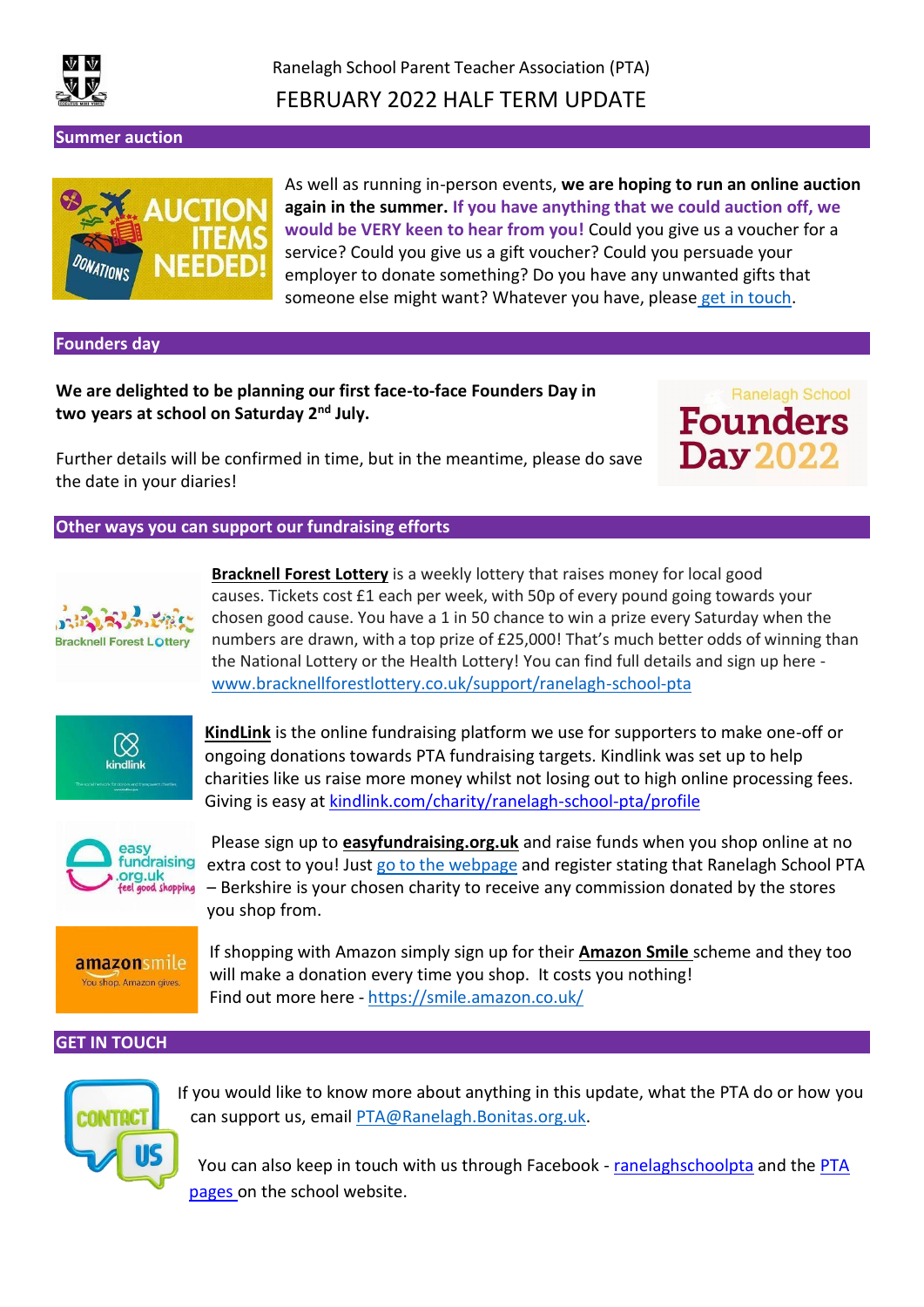Ranelagh School Parent Teacher Association (PTA)

# FEBRUARY 2022 HALF TERM UPDATE

## Summer auction

As well as running in-person events, **we are hoping to run an online auction again in the summer. If you have anything that we could auction off, we would be VERY keen to hear from you!** Could you give us a voucher for a service? Could you give us a gift voucher? Could you persuade your employer to donate something? Do you have any unwanted gifts that someone else might want? Whatever you have, please get in touch.

## Founders day

**We are delighted to be planning our first face-to-face Founders Day in two years at school on Saturday 2nd July.**

Further details will be confirmed in time, but in the meantime, please do save the date in your diaries!

## Other ways you can support our fundraising efforts

**Bracknell Forest Lottery** is a weekly lottery that raises money for local good causes. Tickets cost £1 each per week, with 50p of every pound going towards your chosen good cause. You have a 1 in 50 chance to win a prize every Saturday when the numbers are drawn, with a top prize of £25,000! That's much better odds of winning than the National Lottery or the Health Lottery! You can find full details and sign up here - www.bracknellforestlottery.co.uk/support/ranelagh-school-pta

**KindLink** is the online fundraising platform we use for supporters to make one-off or ongoing donations towards PTA fundraising targets. Kindlink was set up to help charities like us raise more money whilst not losing out to high online processing fees. Giving is easy at kindlink.com/charity/ranelagh-school-pta/profile

Please sign up to **easyfundraising.org.uk** and raise funds when you shop online at no extra cost to you! Just go to the webpage and register stating that Ranelagh School PTA – Berkshire is your chosen charity to receive any commission donated by the stores you shop from.

If shopping with Amazon simply sign up for their **Amazon Smile** scheme and they too will make a donation every time you shop. It costs you nothing! Find out more here - https://smile.amazon.co.uk/

## GET IN TOUCH

If you would like to know more about anything in this update, what the PTA do or how you can support us, email PTA@Ranelagh.Bonitas.org.uk.

You can also keep in touch with us through Facebook - ranelaghschoolpta and the PTA pages on the school website.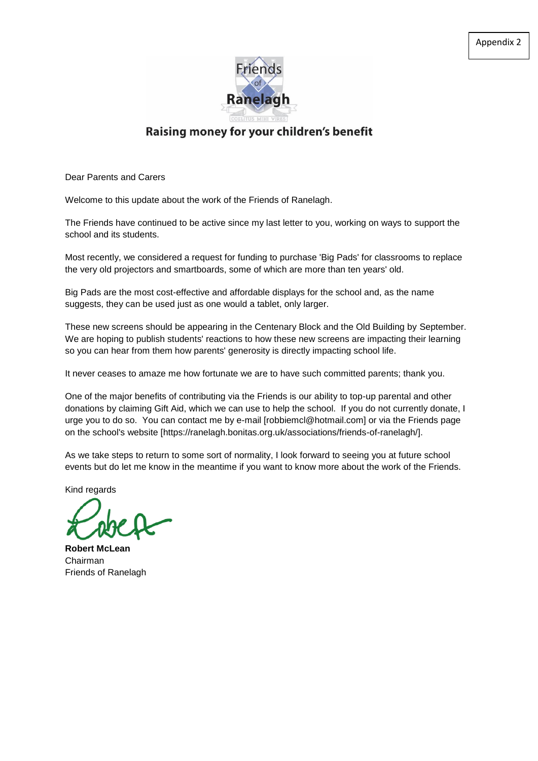Appendix 2

Friends of Ranelagh

COELITUS MIHI VIRES

**Raising money for your children's benefit**

Dear Parents and Carers

Welcome to this update about the work of the Friends of Ranelagh.

The Friends have continued to be active since my last letter to you, working on ways to support the school and its students.

Most recently, we considered a request for funding to purchase 'Big Pads' for classrooms to replace the very old projectors and smartboards, some of which are more than ten years' old.

Big Pads are the most cost-effective and affordable displays for the school and, as the name suggests, they can be used just as one would a tablet, only larger.

These new screens should be appearing in the Centenary Block and the Old Building by September. We are hoping to publish students' reactions to how these new screens are impacting their learning so you can hear from them how parents' generosity is directly impacting school life.

It never ceases to amaze me how fortunate we are to have such committed parents; thank you.

One of the major benefits of contributing via the Friends is our ability to top-up parental and other donations by claiming Gift Aid, which we can use to help the school. If you do not currently donate, I urge you to do so. You can contact me by e-mail [robbiemcl@hotmail.com] or via the Friends page on the school's website [https://ranelagh.bonitas.org.uk/associations/friends-of-ranelagh/].

As we take steps to return to some sort of normality, I look forward to seeing you at future school events but do let me know in the meantime if you want to know more about the work of the Friends.

Kind regards

**Robert McLean**
Chairman
Friends of Ranelagh